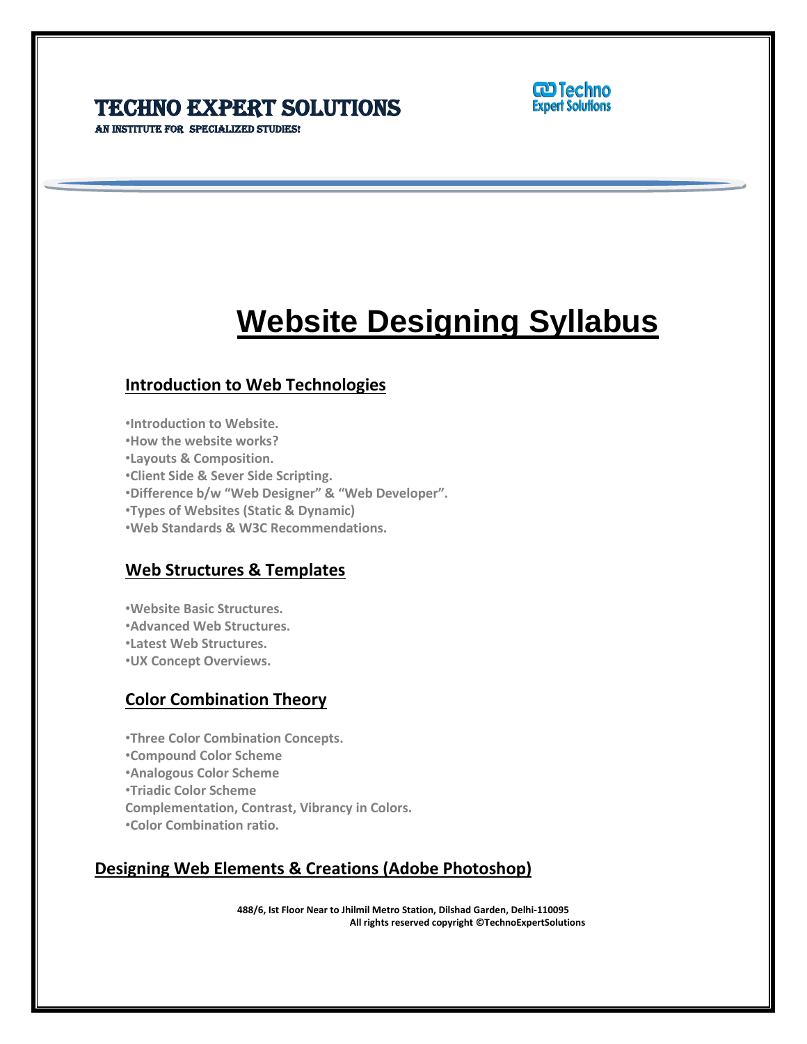# TECHNO EXPERT SOLUTIONS

AN INSTITUTE FOR SPECIALIZED STUDIES!

# Website Designing Syllabus

## Introduction to Web Technologies

- Introduction to Website.
- How the website works?
- Layouts & Composition.
- Client Side & Sever Side Scripting.
- Difference b/w "Web Designer" & "Web Developer".
- Types of Websites (Static & Dynamic)
- Web Standards & W3C Recommendations.

## Web Structures & Templates

- Website Basic Structures.
- Advanced Web Structures.
- Latest Web Structures.
- UX Concept Overviews.

## Color Combination Theory

- Three Color Combination Concepts.
- Compound Color Scheme
- Analogous Color Scheme
- Triadic Color Scheme

Complementation, Contrast, Vibrancy in Colors.

- Color Combination ratio.

## Designing Web Elements & Creations (Adobe Photoshop)

488/6, Ist Floor Near to Jhilmil Metro Station, Dilshad Garden, Delhi-110095
All rights reserved copyright ©TechnoExpertSolutions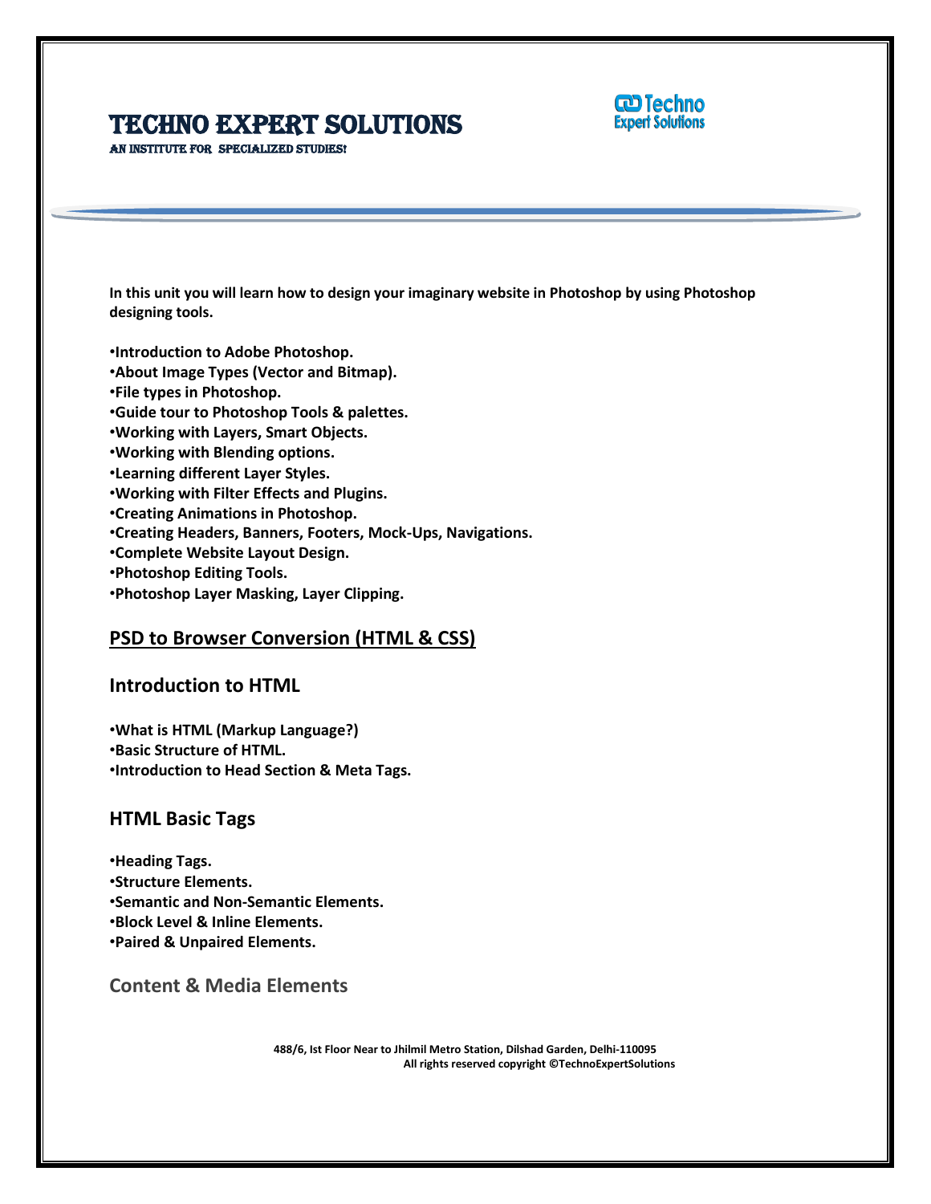**In this unit you will learn how to design your imaginary website in Photoshop by using Photoshop designing tools.**

- **Introduction to Adobe Photoshop.**
- **About Image Types (Vector and Bitmap).**
- **File types in Photoshop.**
- **Guide tour to Photoshop Tools & palettes.**
- **Working with Layers, Smart Objects.**
- **Working with Blending options.**
- **Learning different Layer Styles.**
- **Working with Filter Effects and Plugins.**
- **Creating Animations in Photoshop.**
- **Creating Headers, Banners, Footers, Mock-Ups, Navigations.**
- **Complete Website Layout Design.**
- **Photoshop Editing Tools.**
- **Photoshop Layer Masking, Layer Clipping.**

## PSD to Browser Conversion (HTML & CSS)

### Introduction to HTML

- **What is HTML (Markup Language?)**
- **Basic Structure of HTML.**
- **Introduction to Head Section & Meta Tags.**

### HTML Basic Tags

- **Heading Tags.**
- **Structure Elements.**
- **Semantic and Non-Semantic Elements.**
- **Block Level & Inline Elements.**
- **Paired & Unpaired Elements.**

### Content & Media Elements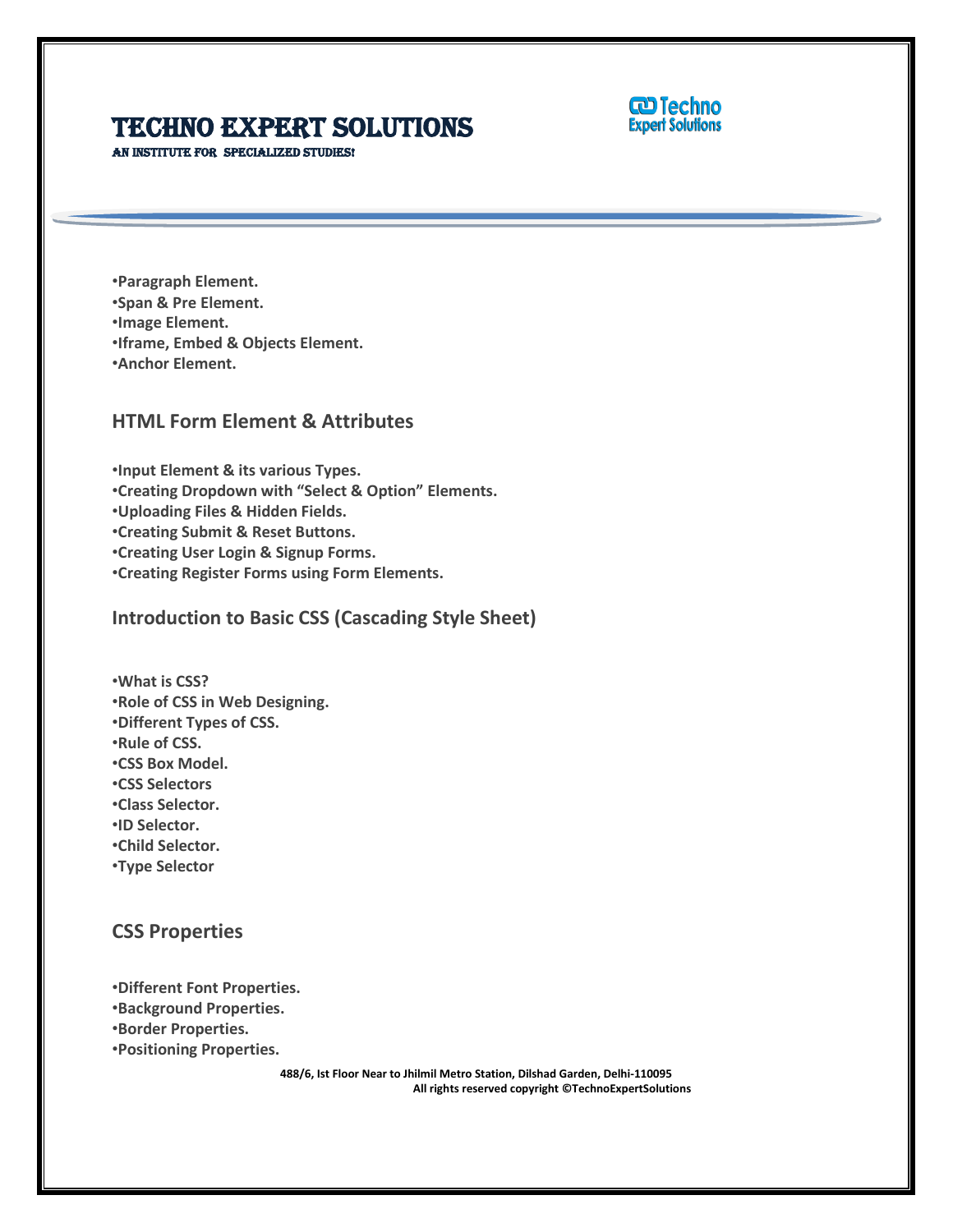- **Paragraph Element.**
- **Span & Pre Element.**
- **Image Element.**
- **Iframe, Embed & Objects Element.**
- **Anchor Element.**

## HTML Form Element & Attributes

- **Input Element & its various Types.**
- **Creating Dropdown with "Select & Option" Elements.**
- **Uploading Files & Hidden Fields.**
- **Creating Submit & Reset Buttons.**
- **Creating User Login & Signup Forms.**
- **Creating Register Forms using Form Elements.**

## Introduction to Basic CSS (Cascading Style Sheet)

- **What is CSS?**
- **Role of CSS in Web Designing.**
- **Different Types of CSS.**
- **Rule of CSS.**
- **CSS Box Model.**
- **CSS Selectors**
- **Class Selector.**
- **ID Selector.**
- **Child Selector.**
- **Type Selector**

## CSS Properties

- **Different Font Properties.**
- **Background Properties.**
- **Border Properties.**
- **Positioning Properties.**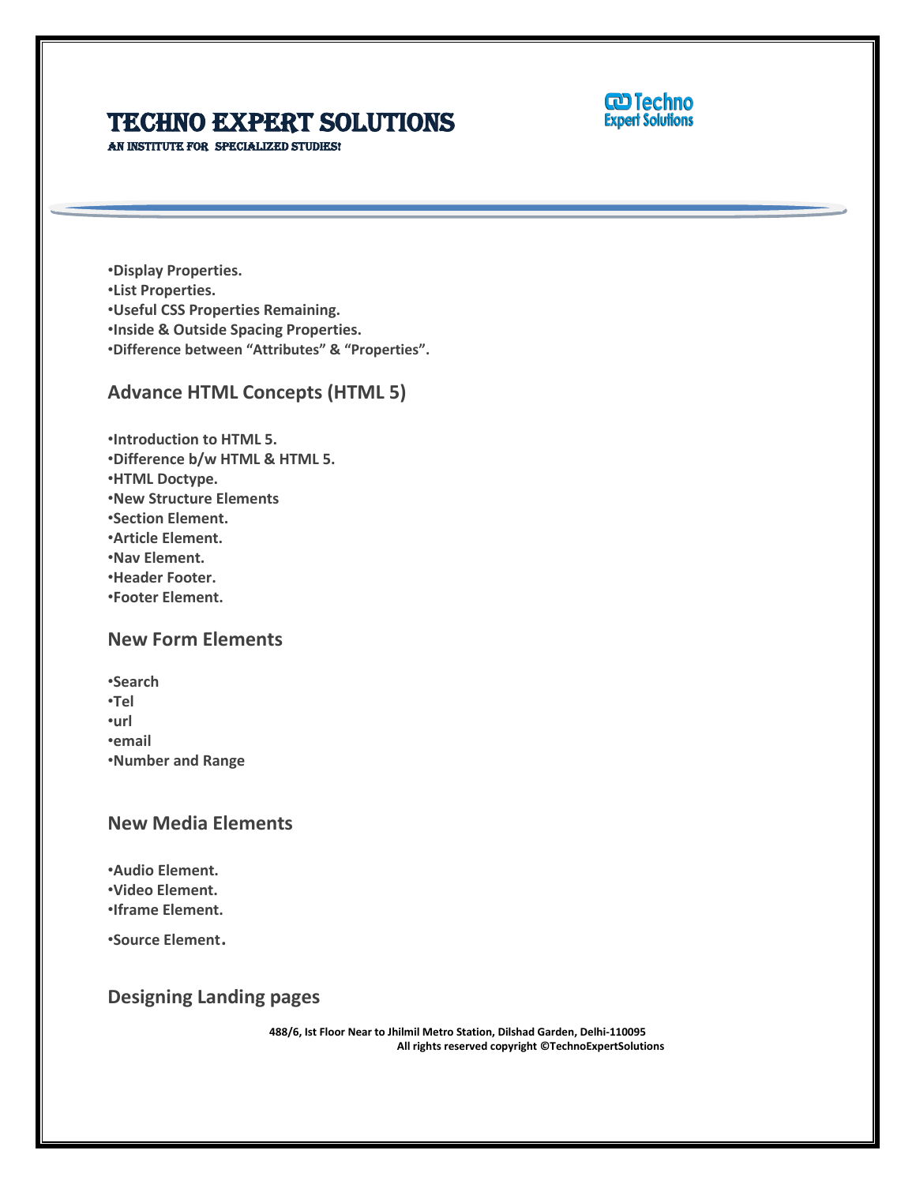- **Display Properties.**
- **List Properties.**
- **Useful CSS Properties Remaining.**
- **Inside & Outside Spacing Properties.**
- **Difference between “Attributes” & “Properties”.**

## Advance HTML Concepts (HTML 5)

- **Introduction to HTML 5.**
- **Difference b/w HTML & HTML 5.**
- **HTML Doctype.**
- **New Structure Elements**
- **Section Element.**
- **Article Element.**
- **Nav Element.**
- **Header Footer.**
- **Footer Element.**

## New Form Elements

- **Search**
- **Tel**
- **url**
- **email**
- **Number and Range**

## New Media Elements

- **Audio Element.**
- **Video Element.**
- **Iframe Element.**
- **Source Element.**

## Designing Landing pages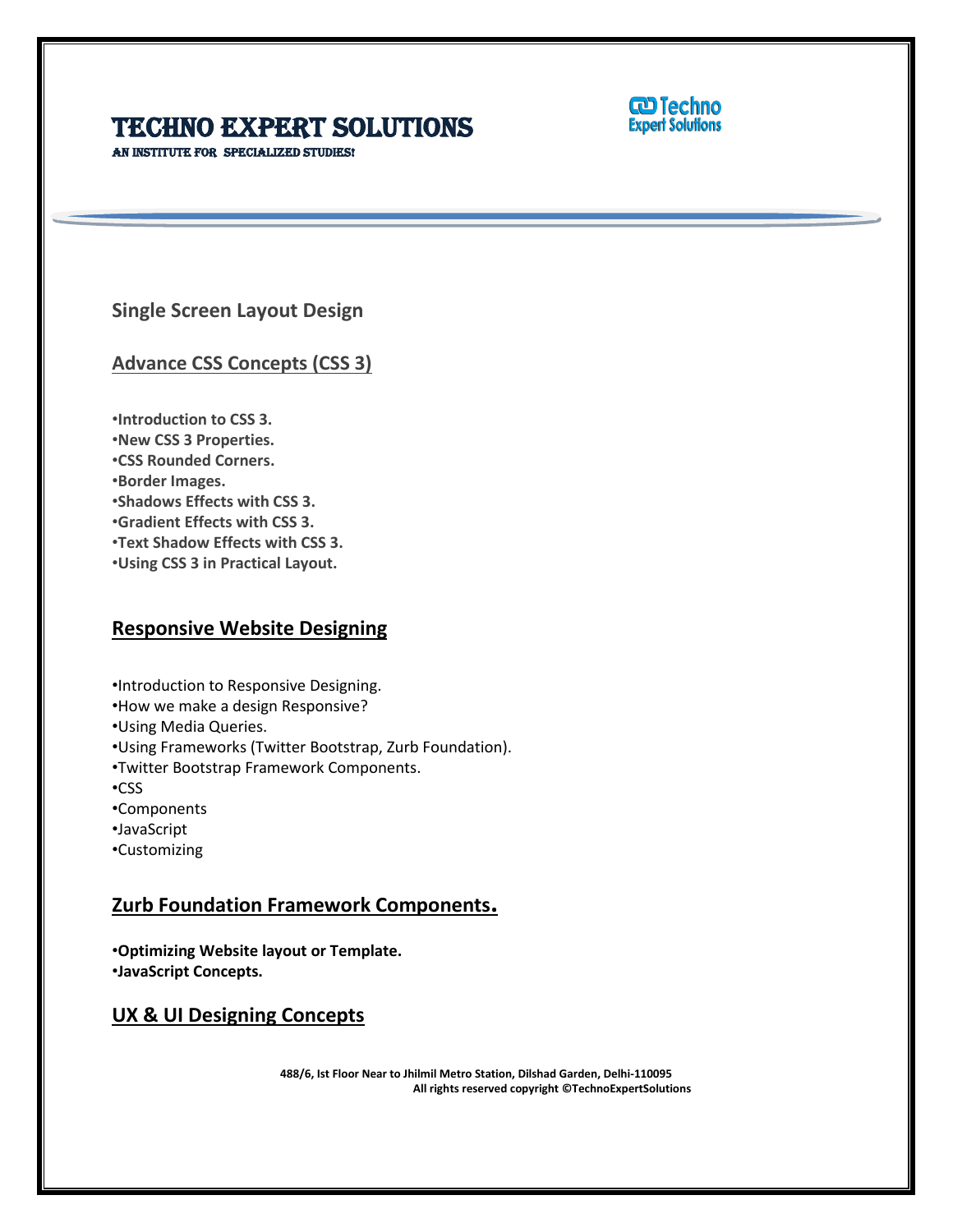**Single Screen Layout Design**

## Advance CSS Concepts (CSS 3)

- **Introduction to CSS 3.**
- **New CSS 3 Properties.**
- **CSS Rounded Corners.**
- **Border Images.**
- **Shadows Effects with CSS 3.**
- **Gradient Effects with CSS 3.**
- **Text Shadow Effects with CSS 3.**
- **Using CSS 3 in Practical Layout.**

## Responsive Website Designing

- Introduction to Responsive Designing.
- How we make a design Responsive?
- Using Media Queries.
- Using Frameworks (Twitter Bootstrap, Zurb Foundation).
- Twitter Bootstrap Framework Components.
- CSS
- Components
- JavaScript
- Customizing

## Zurb Foundation Framework Components.

- **Optimizing Website layout or Template.**
- **JavaScript Concepts.**

## UX & UI Designing Concepts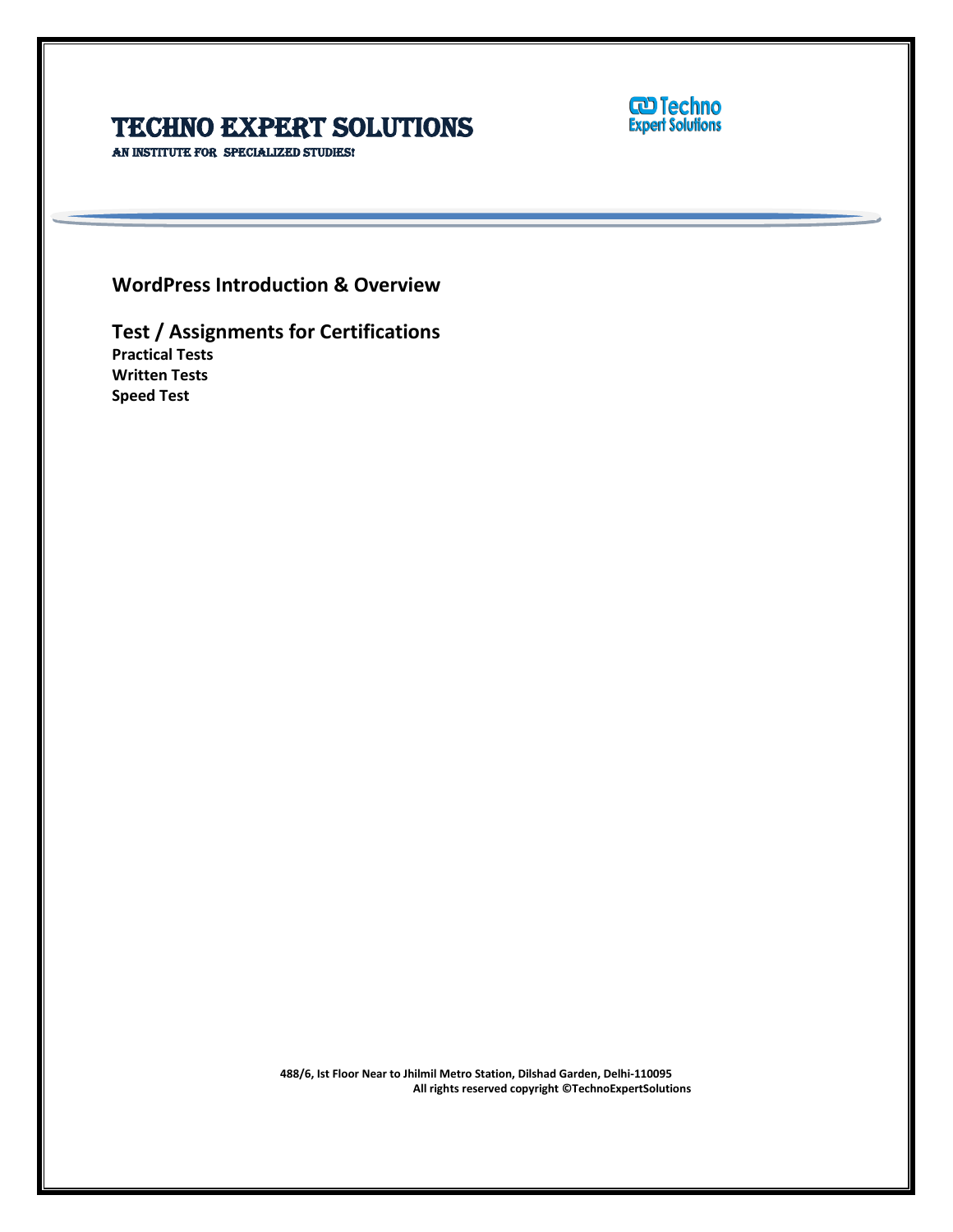# TECHNO EXPERT SOLUTIONS

AN INSTITUTE FOR SPECIALIZED STUDIES!

Techno Expert Solutions

## WordPress Introduction & Overview

## Test / Assignments for Certifications

**Practical Tests**
**Written Tests**
**Speed Test**

**488/6, Ist Floor Near to Jhilmil Metro Station, Dilshad Garden, Delhi-110095**
**All rights reserved copyright ©TechnoExpertSolutions**